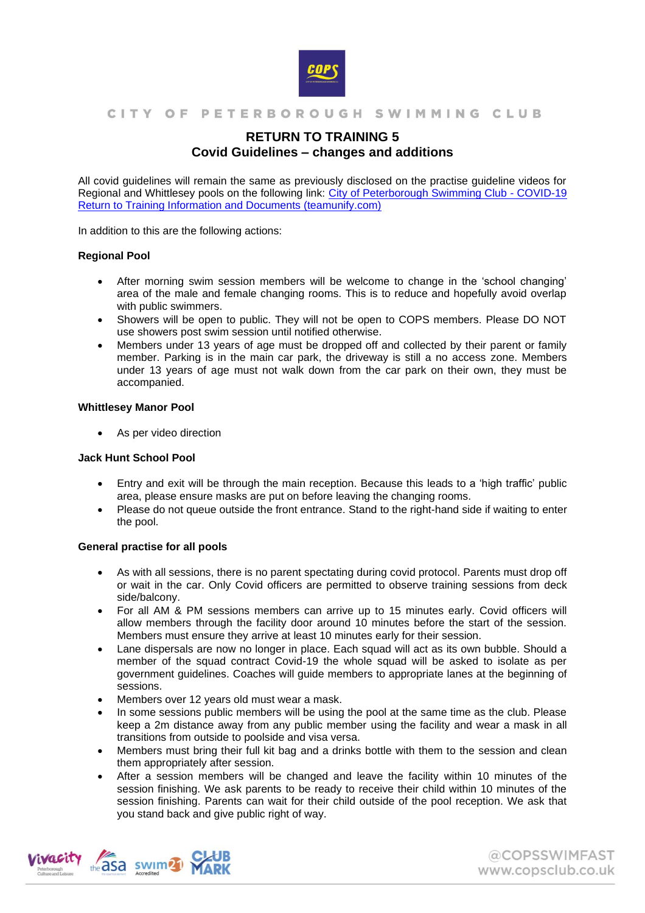CITY OF PETERBOROUGH SWIMMING CLUB

# RETURN TO TRAINING 5
## Covid Guidelines – changes and additions

All covid guidelines will remain the same as previously disclosed on the practise guideline videos for Regional and Whittlesey pools on the following link: [City of Peterborough Swimming Club - COVID-19 Return to Training Information and Documents (teamunify.com)]

In addition to this are the following actions:

**Regional Pool**

- After morning swim session members will be welcome to change in the 'school changing' area of the male and female changing rooms. This is to reduce and hopefully avoid overlap with public swimmers.
- Showers will be open to public. They will not be open to COPS members. Please DO NOT use showers post swim session until notified otherwise.
- Members under 13 years of age must be dropped off and collected by their parent or family member. Parking is in the main car park, the driveway is still a no access zone. Members under 13 years of age must not walk down from the car park on their own, they must be accompanied.

**Whittlesey Manor Pool**

- As per video direction

**Jack Hunt School Pool**

- Entry and exit will be through the main reception. Because this leads to a 'high traffic' public area, please ensure masks are put on before leaving the changing rooms.
- Please do not queue outside the front entrance. Stand to the right-hand side if waiting to enter the pool.

**General practise for all pools**

- As with all sessions, there is no parent spectating during covid protocol. Parents must drop off or wait in the car. Only Covid officers are permitted to observe training sessions from deck side/balcony.
- For all AM & PM sessions members can arrive up to 15 minutes early. Covid officers will allow members through the facility door around 10 minutes before the start of the session. Members must ensure they arrive at least 10 minutes early for their session.
- Lane dispersals are now no longer in place. Each squad will act as its own bubble. Should a member of the squad contract Covid-19 the whole squad will be asked to isolate as per government guidelines. Coaches will guide members to appropriate lanes at the beginning of sessions.
- Members over 12 years old must wear a mask.
- In some sessions public members will be using the pool at the same time as the club. Please keep a 2m distance away from any public member using the facility and wear a mask in all transitions from outside to poolside and visa versa.
- Members must bring their full kit bag and a drinks bottle with them to the session and clean them appropriately after session.
- After a session members will be changed and leave the facility within 10 minutes of the session finishing. We ask parents to be ready to receive their child within 10 minutes of the session finishing. Parents can wait for their child outside of the pool reception. We ask that you stand back and give public right of way.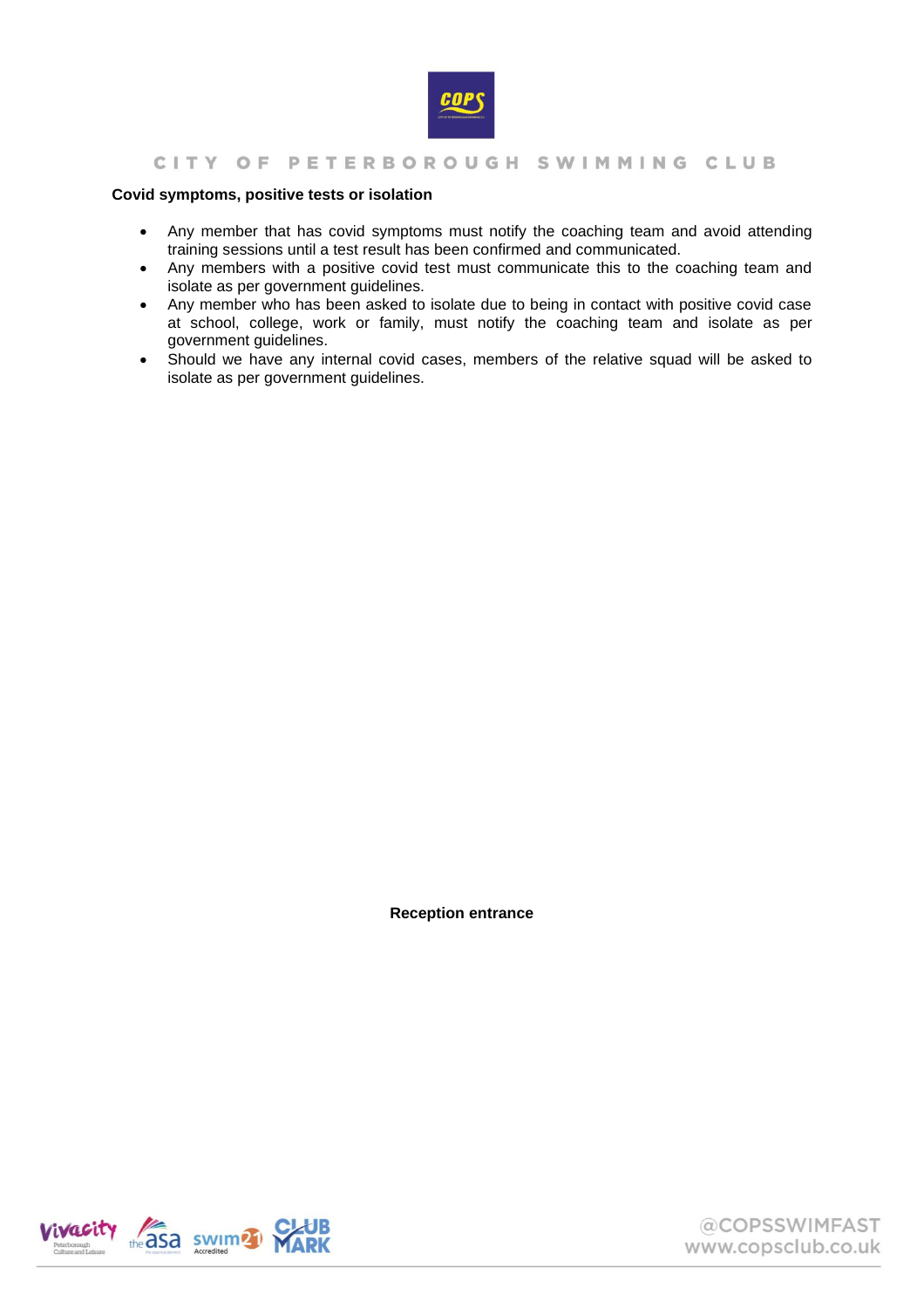**Covid symptoms, positive tests or isolation**

- Any member that has covid symptoms must notify the coaching team and avoid attending training sessions until a test result has been confirmed and communicated.
- Any members with a positive covid test must communicate this to the coaching team and isolate as per government guidelines.
- Any member who has been asked to isolate due to being in contact with positive covid case at school, college, work or family, must notify the coaching team and isolate as per government guidelines.
- Should we have any internal covid cases, members of the relative squad will be asked to isolate as per government guidelines.

**Reception entrance**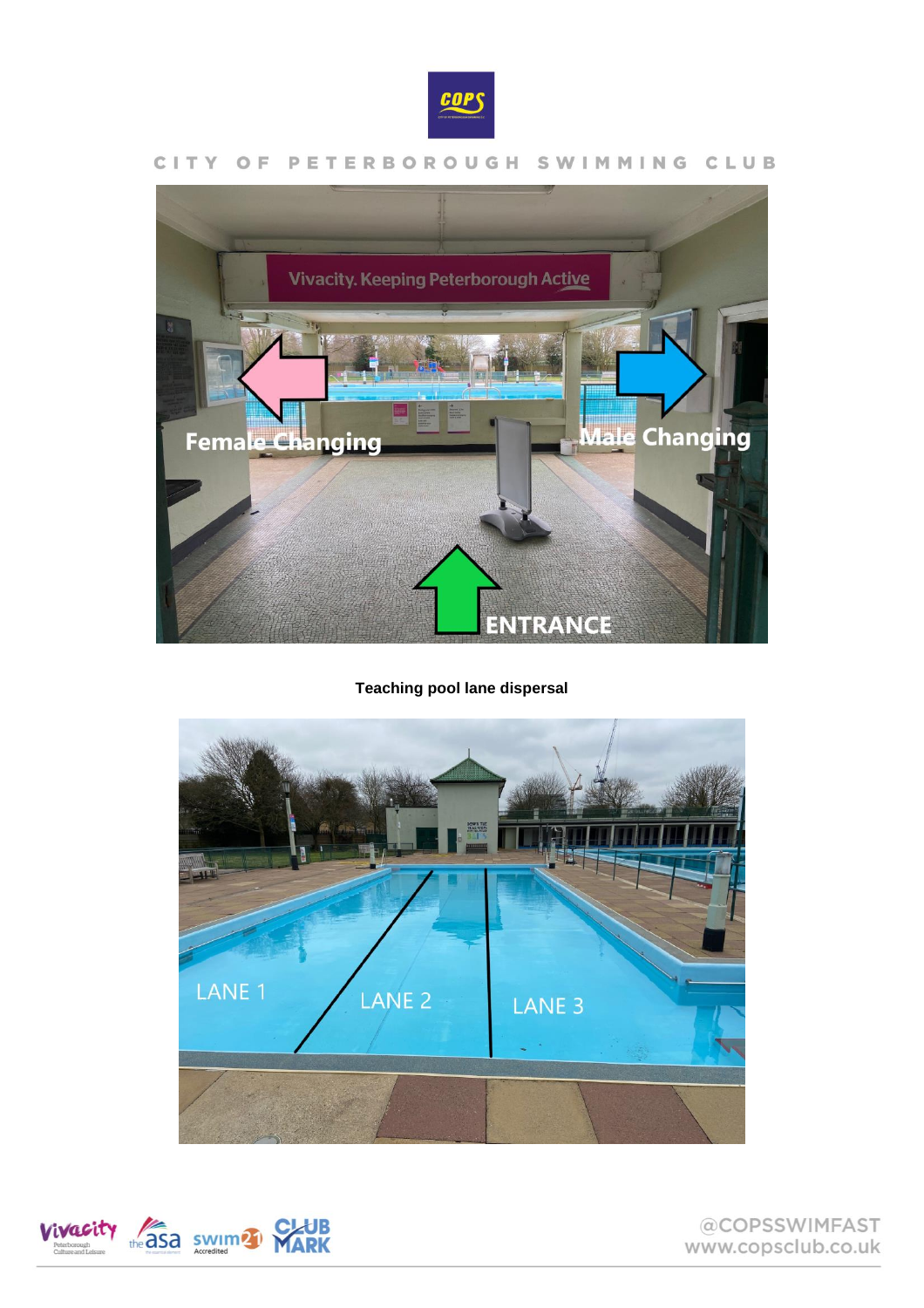CITY OF PETERBOROUGH SWIMMING CLUB

Female Changing

Male Changing

ENTRANCE

**Teaching pool lane dispersal**

LANE 1

LANE 2

LANE 3